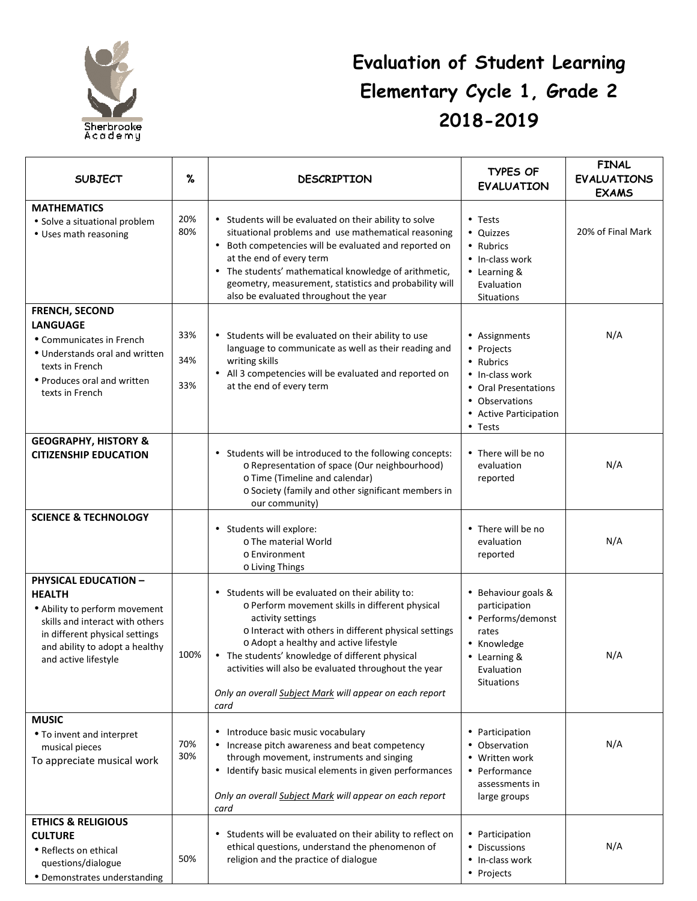Sherbrooke Academy

# Evaluation of Student Learning
# Elementary Cycle 1, Grade 2
# 2018-2019

| SUBJECT | % | DESCRIPTION | TYPES OF EVALUATION | FINAL EVALUATIONS EXAMS |
|---|---|---|---|---|
| **MATHEMATICS**<br>• Solve a situational problem<br>• Uses math reasoning | 20%<br>80% | • Students will be evaluated on their ability to solve situational problems and use mathematical reasoning<br>• Both competencies will be evaluated and reported on at the end of every term<br>• The students' mathematical knowledge of arithmetic, geometry, measurement, statistics and probability will also be evaluated throughout the year | • Tests<br>• Quizzes<br>• Rubrics<br>• In-class work<br>• Learning & Evaluation Situations | 20% of Final Mark |
| **FRENCH, SECOND LANGUAGE**<br>• Communicates in French<br>• Understands oral and written texts in French<br>• Produces oral and written texts in French | 33%<br>34%<br>33% | • Students will be evaluated on their ability to use language to communicate as well as their reading and writing skills<br>• All 3 competencies will be evaluated and reported on at the end of every term | • Assignments<br>• Projects<br>• Rubrics<br>• In-class work<br>• Oral Presentations<br>• Observations<br>• Active Participation<br>• Tests | N/A |
| **GEOGRAPHY, HISTORY & CITIZENSHIP EDUCATION** | | • Students will be introduced to the following concepts:<br>o Representation of space (Our neighbourhood)<br>o Time (Timeline and calendar)<br>o Society (family and other significant members in our community) | • There will be no evaluation reported | N/A |
| **SCIENCE & TECHNOLOGY** | | • Students will explore:<br>o The material World<br>o Environment<br>o Living Things | • There will be no evaluation reported | N/A |
| **PHYSICAL EDUCATION – HEALTH**<br>• Ability to perform movement skills and interact with others in different physical settings and ability to adopt a healthy and active lifestyle | 100% | • Students will be evaluated on their ability to:<br>o Perform movement skills in different physical activity settings<br>o Interact with others in different physical settings<br>o Adopt a healthy and active lifestyle<br>• The students' knowledge of different physical activities will also be evaluated throughout the year<br><br>*Only an overall Subject Mark will appear on each report card* | • Behaviour goals & participation<br>• Performs/demonstrates<br>• Knowledge<br>• Learning & Evaluation Situations | N/A |
| **MUSIC**<br>• To invent and interpret musical pieces<br>To appreciate musical work | 70%<br>30% | • Introduce basic music vocabulary<br>• Increase pitch awareness and beat competency through movement, instruments and singing<br>• Identify basic musical elements in given performances<br><br>*Only an overall Subject Mark will appear on each report card* | • Participation<br>• Observation<br>• Written work<br>• Performance assessments in large groups | N/A |
| **ETHICS & RELIGIOUS CULTURE**<br>• Reflects on ethical questions/dialogue<br>• Demonstrates understanding | 50% | • Students will be evaluated on their ability to reflect on ethical questions, understand the phenomenon of religion and the practice of dialogue | • Participation<br>• Discussions<br>• In-class work<br>• Projects | N/A |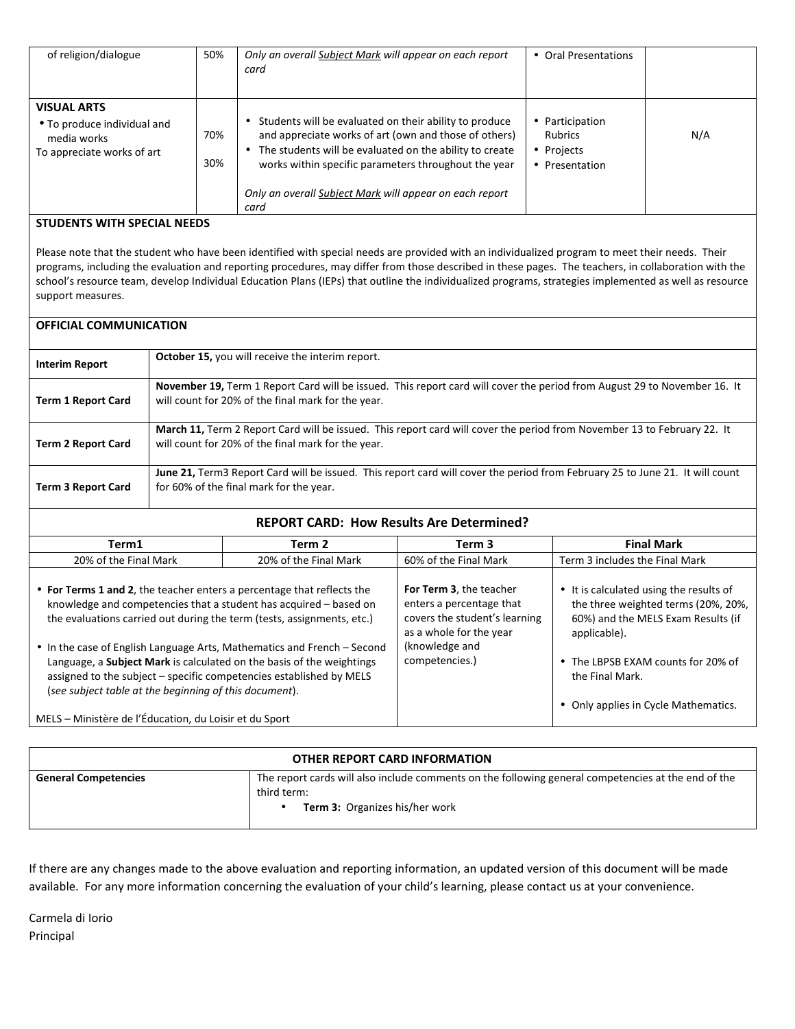| | | | | |
|---|---|---|---|---|
| of religion/dialogue | 50% | *Only an overall <u>Subject Mark</u> will appear on each report card* | • Oral Presentations | |
| **VISUAL ARTS**<br>• To produce individual and media works<br>To appreciate works of art | 70%<br><br>30% | • Students will be evaluated on their ability to produce and appreciate works of art (own and those of others)<br>• The students will be evaluated on the ability to create works within specific parameters throughout the year<br><br>*Only an overall <u>Subject Mark</u> will appear on each report card* | • Participation Rubrics<br>• Projects<br>• Presentation | N/A |

## STUDENTS WITH SPECIAL NEEDS

Please note that the student who have been identified with special needs are provided with an individualized program to meet their needs. Their programs, including the evaluation and reporting procedures, may differ from those described in these pages. The teachers, in collaboration with the school's resource team, develop Individual Education Plans (IEPs) that outline the individualized programs, strategies implemented as well as resource support measures.

## OFFICIAL COMMUNICATION

| | |
|---|---|
| **Interim Report** | **October 15,** you will receive the interim report. |
| **Term 1 Report Card** | **November 19,** Term 1 Report Card will be issued. This report card will cover the period from August 29 to November 16. It will count for 20% of the final mark for the year. |
| **Term 2 Report Card** | **March 11,** Term 2 Report Card will be issued. This report card will cover the period from November 13 to February 22. It will count for 20% of the final mark for the year. |
| **Term 3 Report Card** | **June 21,** Term3 Report Card will be issued. This report card will cover the period from February 25 to June 21. It will count for 60% of the final mark for the year. |

## REPORT CARD: How Results Are Determined?

| Term1 | Term 2 | Term 3 | Final Mark |
|---|---|---|---|
| 20% of the Final Mark | 20% of the Final Mark | 60% of the Final Mark | Term 3 includes the Final Mark |
| • **For Terms 1 and 2**, the teacher enters a percentage that reflects the knowledge and competencies that a student has acquired – based on the evaluations carried out during the term (tests, assignments, etc.)<br>• In the case of English Language Arts, Mathematics and French – Second Language, a **Subject Mark** is calculated on the basis of the weightings assigned to the subject – specific competencies established by MELS (*see subject table at the beginning of this document*).<br>MELS – Ministère de l'Éducation, du Loisir et du Sport | | **For Term 3**, the teacher enters a percentage that covers the student's learning as a whole for the year (knowledge and competencies.) | • It is calculated using the results of the three weighted terms (20%, 20%, 60%) and the MELS Exam Results (if applicable).<br>• The LBPSB EXAM counts for 20% of the Final Mark.<br>• Only applies in Cycle Mathematics. |

| OTHER REPORT CARD INFORMATION | |
|---|---|
| **General Competencies** | The report cards will also include comments on the following general competencies at the end of the third term:<br>• **Term 3:** Organizes his/her work |

If there are any changes made to the above evaluation and reporting information, an updated version of this document will be made available. For any more information concerning the evaluation of your child's learning, please contact us at your convenience.

Carmela di Iorio
Principal